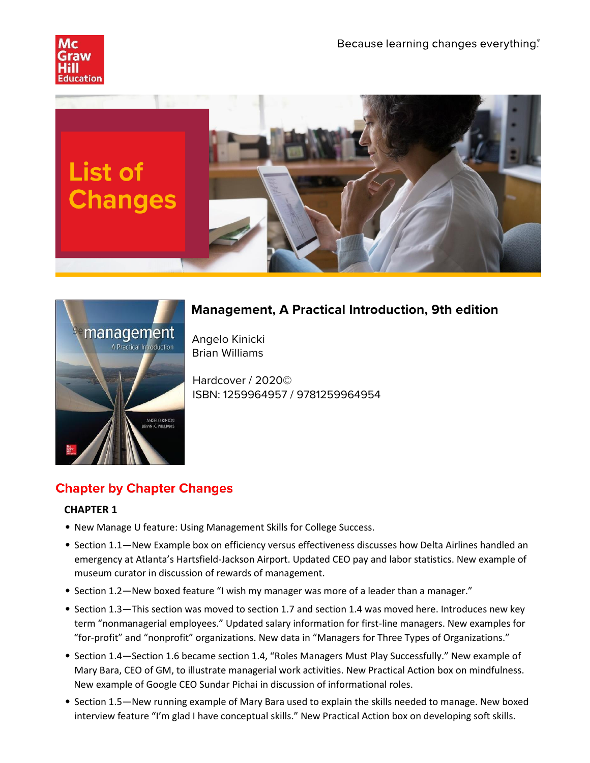Because learning changes everything.®

# List of Changes

## Management, A Practical Introduction, 9th edition

Angelo Kinicki
Brian Williams

Hardcover / 2020©
ISBN: 1259964957 / 9781259964954

## Chapter by Chapter Changes

### CHAPTER 1

- New Manage U feature: Using Management Skills for College Success.
- Section 1.1—New Example box on efficiency versus effectiveness discusses how Delta Airlines handled an emergency at Atlanta's Hartsfield-Jackson Airport. Updated CEO pay and labor statistics. New example of museum curator in discussion of rewards of management.
- Section 1.2—New boxed feature "I wish my manager was more of a leader than a manager."
- Section 1.3—This section was moved to section 1.7 and section 1.4 was moved here. Introduces new key term "nonmanagerial employees." Updated salary information for first-line managers. New examples for "for-profit" and "nonprofit" organizations. New data in "Managers for Three Types of Organizations."
- Section 1.4—Section 1.6 became section 1.4, "Roles Managers Must Play Successfully." New example of Mary Bara, CEO of GM, to illustrate managerial work activities. New Practical Action box on mindfulness. New example of Google CEO Sundar Pichai in discussion of informational roles.
- Section 1.5—New running example of Mary Bara used to explain the skills needed to manage. New boxed interview feature "I'm glad I have conceptual skills." New Practical Action box on developing soft skills.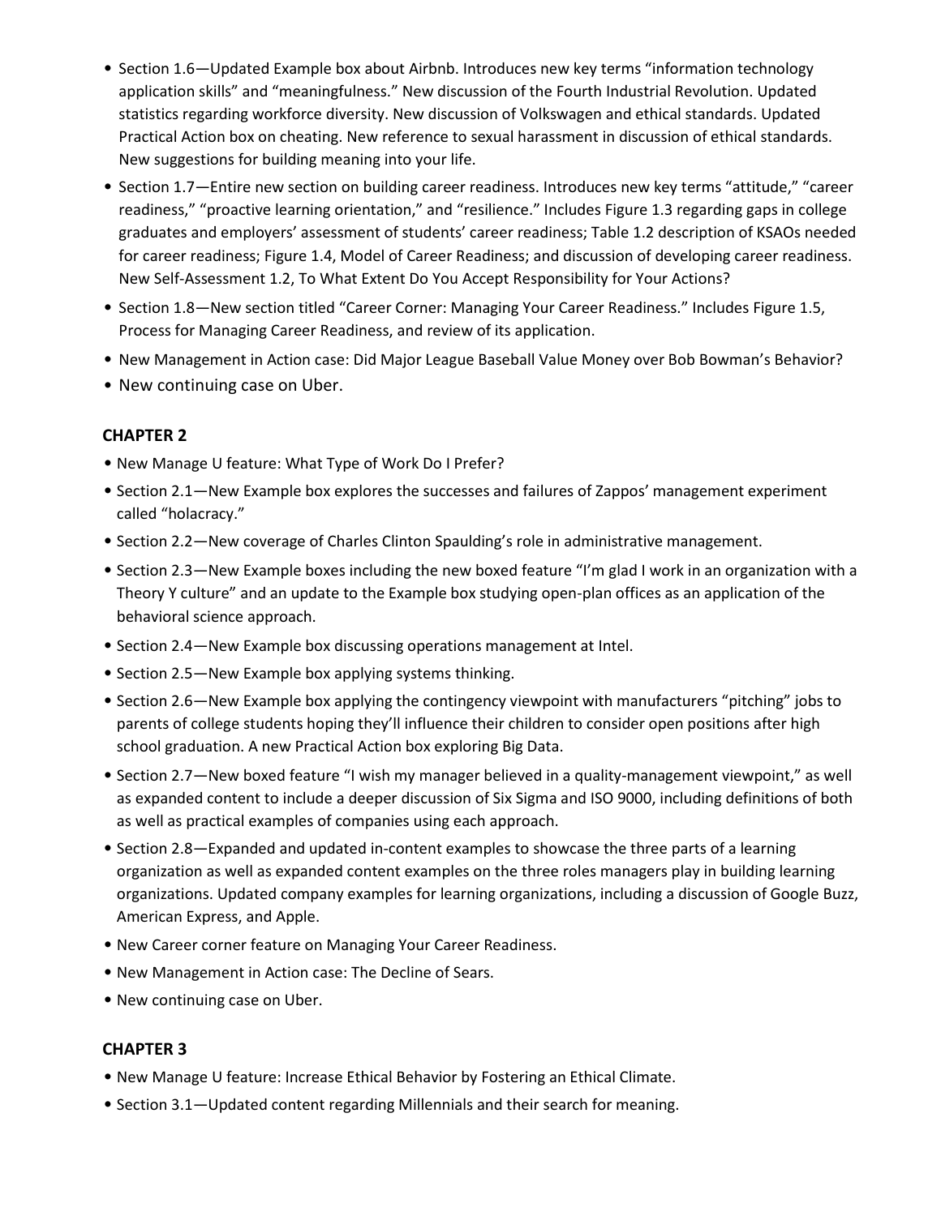- Section 1.6—Updated Example box about Airbnb. Introduces new key terms "information technology application skills" and "meaningfulness." New discussion of the Fourth Industrial Revolution. Updated statistics regarding workforce diversity. New discussion of Volkswagen and ethical standards. Updated Practical Action box on cheating. New reference to sexual harassment in discussion of ethical standards. New suggestions for building meaning into your life.
- Section 1.7—Entire new section on building career readiness. Introduces new key terms "attitude," "career readiness," "proactive learning orientation," and "resilience." Includes Figure 1.3 regarding gaps in college graduates and employers' assessment of students' career readiness; Table 1.2 description of KSAOs needed for career readiness; Figure 1.4, Model of Career Readiness; and discussion of developing career readiness. New Self-Assessment 1.2, To What Extent Do You Accept Responsibility for Your Actions?
- Section 1.8—New section titled "Career Corner: Managing Your Career Readiness." Includes Figure 1.5, Process for Managing Career Readiness, and review of its application.
- New Management in Action case: Did Major League Baseball Value Money over Bob Bowman's Behavior?
- New continuing case on Uber.

## CHAPTER 2

- New Manage U feature: What Type of Work Do I Prefer?
- Section 2.1—New Example box explores the successes and failures of Zappos' management experiment called "holacracy."
- Section 2.2—New coverage of Charles Clinton Spaulding's role in administrative management.
- Section 2.3—New Example boxes including the new boxed feature "I'm glad I work in an organization with a Theory Y culture" and an update to the Example box studying open-plan offices as an application of the behavioral science approach.
- Section 2.4—New Example box discussing operations management at Intel.
- Section 2.5—New Example box applying systems thinking.
- Section 2.6—New Example box applying the contingency viewpoint with manufacturers "pitching" jobs to parents of college students hoping they'll influence their children to consider open positions after high school graduation. A new Practical Action box exploring Big Data.
- Section 2.7—New boxed feature "I wish my manager believed in a quality-management viewpoint," as well as expanded content to include a deeper discussion of Six Sigma and ISO 9000, including definitions of both as well as practical examples of companies using each approach.
- Section 2.8—Expanded and updated in-content examples to showcase the three parts of a learning organization as well as expanded content examples on the three roles managers play in building learning organizations. Updated company examples for learning organizations, including a discussion of Google Buzz, American Express, and Apple.
- New Career corner feature on Managing Your Career Readiness.
- New Management in Action case: The Decline of Sears.
- New continuing case on Uber.

## CHAPTER 3

- New Manage U feature: Increase Ethical Behavior by Fostering an Ethical Climate.
- Section 3.1—Updated content regarding Millennials and their search for meaning.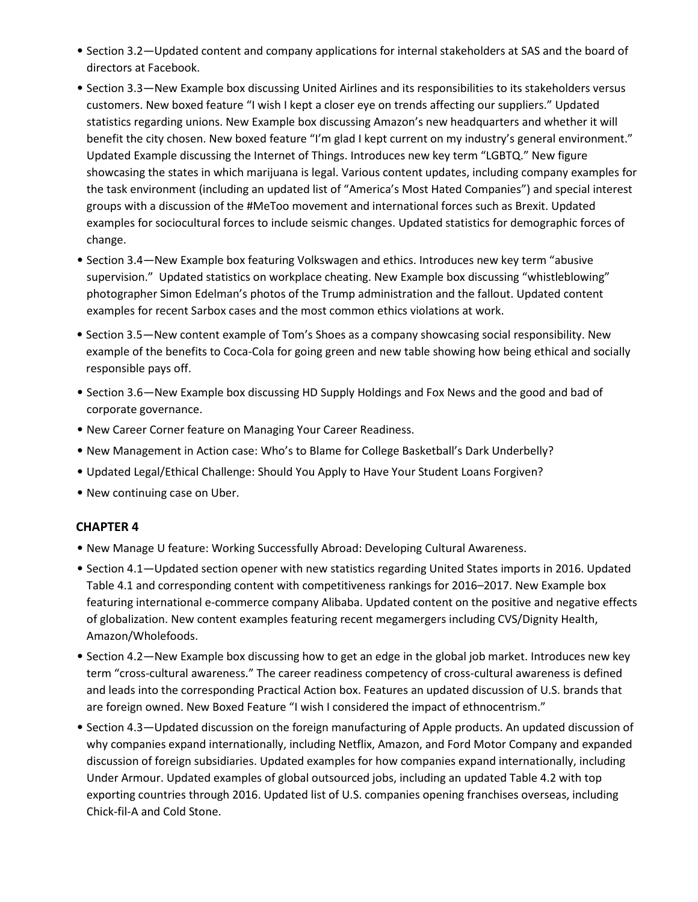- Section 3.2—Updated content and company applications for internal stakeholders at SAS and the board of directors at Facebook.
- Section 3.3—New Example box discussing United Airlines and its responsibilities to its stakeholders versus customers. New boxed feature "I wish I kept a closer eye on trends affecting our suppliers." Updated statistics regarding unions. New Example box discussing Amazon's new headquarters and whether it will benefit the city chosen. New boxed feature "I'm glad I kept current on my industry's general environment." Updated Example discussing the Internet of Things. Introduces new key term "LGBTQ." New figure showcasing the states in which marijuana is legal. Various content updates, including company examples for the task environment (including an updated list of "America's Most Hated Companies") and special interest groups with a discussion of the #MeToo movement and international forces such as Brexit. Updated examples for sociocultural forces to include seismic changes. Updated statistics for demographic forces of change.
- Section 3.4—New Example box featuring Volkswagen and ethics. Introduces new key term "abusive supervision." Updated statistics on workplace cheating. New Example box discussing "whistleblowing" photographer Simon Edelman's photos of the Trump administration and the fallout. Updated content examples for recent Sarbox cases and the most common ethics violations at work.
- Section 3.5—New content example of Tom's Shoes as a company showcasing social responsibility. New example of the benefits to Coca-Cola for going green and new table showing how being ethical and socially responsible pays off.
- Section 3.6—New Example box discussing HD Supply Holdings and Fox News and the good and bad of corporate governance.
- New Career Corner feature on Managing Your Career Readiness.
- New Management in Action case: Who's to Blame for College Basketball's Dark Underbelly?
- Updated Legal/Ethical Challenge: Should You Apply to Have Your Student Loans Forgiven?
- New continuing case on Uber.

## CHAPTER 4

- New Manage U feature: Working Successfully Abroad: Developing Cultural Awareness.
- Section 4.1—Updated section opener with new statistics regarding United States imports in 2016. Updated Table 4.1 and corresponding content with competitiveness rankings for 2016–2017. New Example box featuring international e-commerce company Alibaba. Updated content on the positive and negative effects of globalization. New content examples featuring recent megamergers including CVS/Dignity Health, Amazon/Wholefoods.
- Section 4.2—New Example box discussing how to get an edge in the global job market. Introduces new key term "cross-cultural awareness." The career readiness competency of cross-cultural awareness is defined and leads into the corresponding Practical Action box. Features an updated discussion of U.S. brands that are foreign owned. New Boxed Feature "I wish I considered the impact of ethnocentrism."
- Section 4.3—Updated discussion on the foreign manufacturing of Apple products. An updated discussion of why companies expand internationally, including Netflix, Amazon, and Ford Motor Company and expanded discussion of foreign subsidiaries. Updated examples for how companies expand internationally, including Under Armour. Updated examples of global outsourced jobs, including an updated Table 4.2 with top exporting countries through 2016. Updated list of U.S. companies opening franchises overseas, including Chick-fil-A and Cold Stone.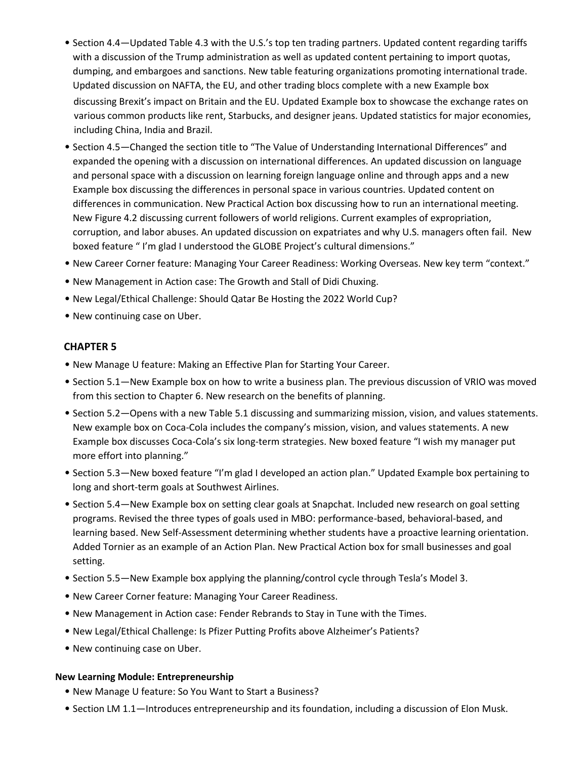- Section 4.4—Updated Table 4.3 with the U.S.'s top ten trading partners. Updated content regarding tariffs with a discussion of the Trump administration as well as updated content pertaining to import quotas, dumping, and embargoes and sanctions. New table featuring organizations promoting international trade. Updated discussion on NAFTA, the EU, and other trading blocs complete with a new Example box discussing Brexit's impact on Britain and the EU. Updated Example box to showcase the exchange rates on various common products like rent, Starbucks, and designer jeans. Updated statistics for major economies, including China, India and Brazil.
- Section 4.5—Changed the section title to "The Value of Understanding International Differences" and expanded the opening with a discussion on international differences. An updated discussion on language and personal space with a discussion on learning foreign language online and through apps and a new Example box discussing the differences in personal space in various countries. Updated content on differences in communication. New Practical Action box discussing how to run an international meeting. New Figure 4.2 discussing current followers of world religions. Current examples of expropriation, corruption, and labor abuses. An updated discussion on expatriates and why U.S. managers often fail. New boxed feature " I'm glad I understood the GLOBE Project's cultural dimensions."
- New Career Corner feature: Managing Your Career Readiness: Working Overseas. New key term "context."
- New Management in Action case: The Growth and Stall of Didi Chuxing.
- New Legal/Ethical Challenge: Should Qatar Be Hosting the 2022 World Cup?
- New continuing case on Uber.

## CHAPTER 5

- New Manage U feature: Making an Effective Plan for Starting Your Career.
- Section 5.1—New Example box on how to write a business plan. The previous discussion of VRIO was moved from this section to Chapter 6. New research on the benefits of planning.
- Section 5.2—Opens with a new Table 5.1 discussing and summarizing mission, vision, and values statements. New example box on Coca-Cola includes the company's mission, vision, and values statements. A new Example box discusses Coca-Cola's six long-term strategies. New boxed feature "I wish my manager put more effort into planning."
- Section 5.3—New boxed feature "I'm glad I developed an action plan." Updated Example box pertaining to long and short-term goals at Southwest Airlines.
- Section 5.4—New Example box on setting clear goals at Snapchat. Included new research on goal setting programs. Revised the three types of goals used in MBO: performance-based, behavioral-based, and learning based. New Self-Assessment determining whether students have a proactive learning orientation. Added Tornier as an example of an Action Plan. New Practical Action box for small businesses and goal setting.
- Section 5.5—New Example box applying the planning/control cycle through Tesla's Model 3.
- New Career Corner feature: Managing Your Career Readiness.
- New Management in Action case: Fender Rebrands to Stay in Tune with the Times.
- New Legal/Ethical Challenge: Is Pfizer Putting Profits above Alzheimer's Patients?
- New continuing case on Uber.

### New Learning Module: Entrepreneurship

- New Manage U feature: So You Want to Start a Business?
- Section LM 1.1—Introduces entrepreneurship and its foundation, including a discussion of Elon Musk.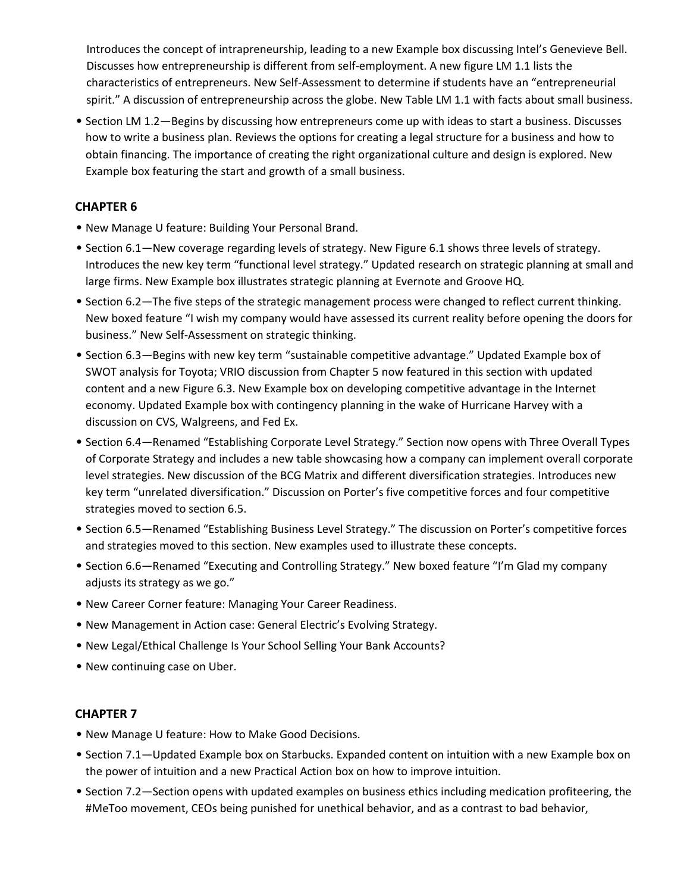Introduces the concept of intrapreneurship, leading to a new Example box discussing Intel's Genevieve Bell. Discusses how entrepreneurship is different from self-employment. A new figure LM 1.1 lists the characteristics of entrepreneurs. New Self-Assessment to determine if students have an "entrepreneurial spirit." A discussion of entrepreneurship across the globe. New Table LM 1.1 with facts about small business.

- Section LM 1.2—Begins by discussing how entrepreneurs come up with ideas to start a business. Discusses how to write a business plan. Reviews the options for creating a legal structure for a business and how to obtain financing. The importance of creating the right organizational culture and design is explored. New Example box featuring the start and growth of a small business.

## CHAPTER 6

- New Manage U feature: Building Your Personal Brand.
- Section 6.1—New coverage regarding levels of strategy. New Figure 6.1 shows three levels of strategy. Introduces the new key term "functional level strategy." Updated research on strategic planning at small and large firms. New Example box illustrates strategic planning at Evernote and Groove HQ.
- Section 6.2—The five steps of the strategic management process were changed to reflect current thinking. New boxed feature "I wish my company would have assessed its current reality before opening the doors for business." New Self-Assessment on strategic thinking.
- Section 6.3—Begins with new key term "sustainable competitive advantage." Updated Example box of SWOT analysis for Toyota; VRIO discussion from Chapter 5 now featured in this section with updated content and a new Figure 6.3. New Example box on developing competitive advantage in the Internet economy. Updated Example box with contingency planning in the wake of Hurricane Harvey with a discussion on CVS, Walgreens, and Fed Ex.
- Section 6.4—Renamed "Establishing Corporate Level Strategy." Section now opens with Three Overall Types of Corporate Strategy and includes a new table showcasing how a company can implement overall corporate level strategies. New discussion of the BCG Matrix and different diversification strategies. Introduces new key term "unrelated diversification." Discussion on Porter's five competitive forces and four competitive strategies moved to section 6.5.
- Section 6.5—Renamed "Establishing Business Level Strategy." The discussion on Porter's competitive forces and strategies moved to this section. New examples used to illustrate these concepts.
- Section 6.6—Renamed "Executing and Controlling Strategy." New boxed feature "I'm Glad my company adjusts its strategy as we go."
- New Career Corner feature: Managing Your Career Readiness.
- New Management in Action case: General Electric's Evolving Strategy.
- New Legal/Ethical Challenge Is Your School Selling Your Bank Accounts?
- New continuing case on Uber.

## CHAPTER 7

- New Manage U feature: How to Make Good Decisions.
- Section 7.1—Updated Example box on Starbucks. Expanded content on intuition with a new Example box on the power of intuition and a new Practical Action box on how to improve intuition.
- Section 7.2—Section opens with updated examples on business ethics including medication profiteering, the #MeToo movement, CEOs being punished for unethical behavior, and as a contrast to bad behavior,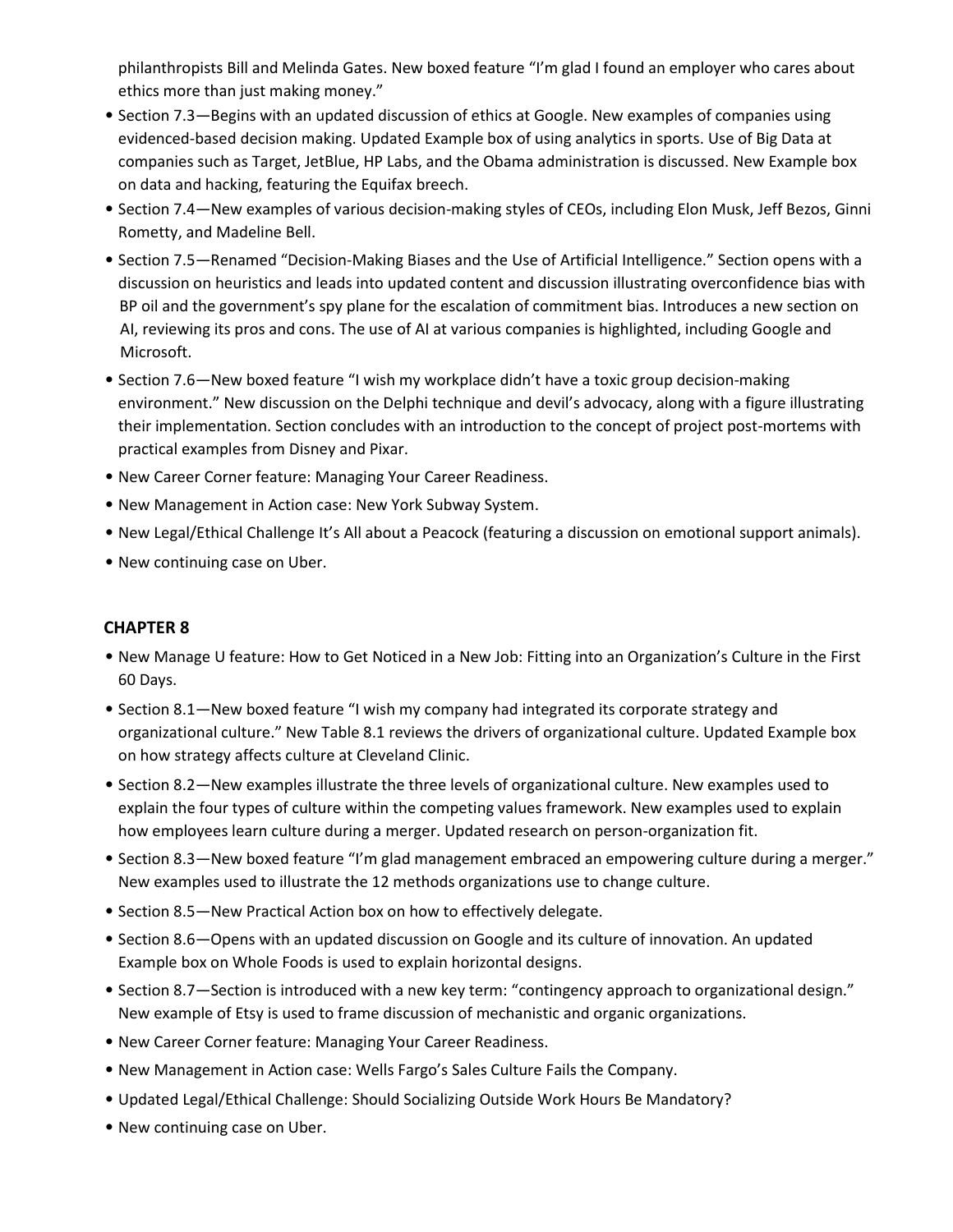philanthropists Bill and Melinda Gates. New boxed feature "I'm glad I found an employer who cares about ethics more than just making money."

- Section 7.3—Begins with an updated discussion of ethics at Google. New examples of companies using evidenced-based decision making. Updated Example box of using analytics in sports. Use of Big Data at companies such as Target, JetBlue, HP Labs, and the Obama administration is discussed. New Example box on data and hacking, featuring the Equifax breech.
- Section 7.4—New examples of various decision-making styles of CEOs, including Elon Musk, Jeff Bezos, Ginni Rometty, and Madeline Bell.
- Section 7.5—Renamed "Decision-Making Biases and the Use of Artificial Intelligence." Section opens with a discussion on heuristics and leads into updated content and discussion illustrating overconfidence bias with BP oil and the government's spy plane for the escalation of commitment bias. Introduces a new section on AI, reviewing its pros and cons. The use of AI at various companies is highlighted, including Google and Microsoft.
- Section 7.6—New boxed feature "I wish my workplace didn't have a toxic group decision-making environment." New discussion on the Delphi technique and devil's advocacy, along with a figure illustrating their implementation. Section concludes with an introduction to the concept of project post-mortems with practical examples from Disney and Pixar.
- New Career Corner feature: Managing Your Career Readiness.
- New Management in Action case: New York Subway System.
- New Legal/Ethical Challenge It's All about a Peacock (featuring a discussion on emotional support animals).
- New continuing case on Uber.

## CHAPTER 8

- New Manage U feature: How to Get Noticed in a New Job: Fitting into an Organization's Culture in the First 60 Days.
- Section 8.1—New boxed feature "I wish my company had integrated its corporate strategy and organizational culture." New Table 8.1 reviews the drivers of organizational culture. Updated Example box on how strategy affects culture at Cleveland Clinic.
- Section 8.2—New examples illustrate the three levels of organizational culture. New examples used to explain the four types of culture within the competing values framework. New examples used to explain how employees learn culture during a merger. Updated research on person-organization fit.
- Section 8.3—New boxed feature "I'm glad management embraced an empowering culture during a merger." New examples used to illustrate the 12 methods organizations use to change culture.
- Section 8.5—New Practical Action box on how to effectively delegate.
- Section 8.6—Opens with an updated discussion on Google and its culture of innovation. An updated Example box on Whole Foods is used to explain horizontal designs.
- Section 8.7—Section is introduced with a new key term: "contingency approach to organizational design." New example of Etsy is used to frame discussion of mechanistic and organic organizations.
- New Career Corner feature: Managing Your Career Readiness.
- New Management in Action case: Wells Fargo's Sales Culture Fails the Company.
- Updated Legal/Ethical Challenge: Should Socializing Outside Work Hours Be Mandatory?
- New continuing case on Uber.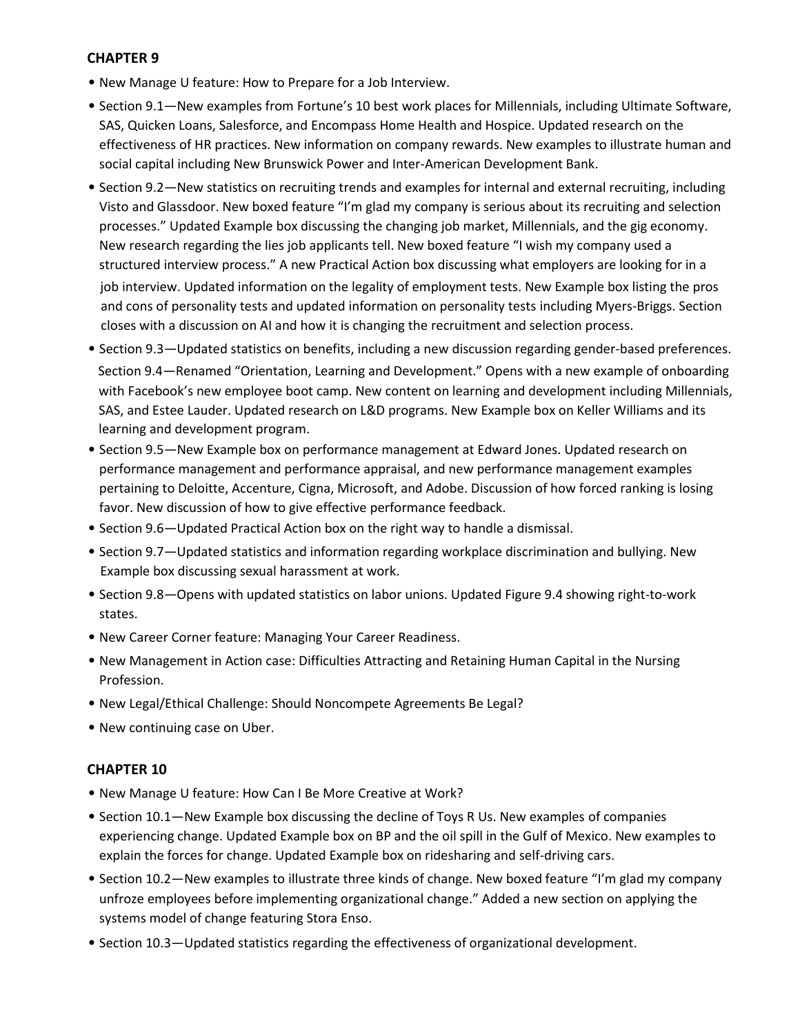## CHAPTER 9

- New Manage U feature: How to Prepare for a Job Interview.
- Section 9.1—New examples from Fortune's 10 best work places for Millennials, including Ultimate Software, SAS, Quicken Loans, Salesforce, and Encompass Home Health and Hospice. Updated research on the effectiveness of HR practices. New information on company rewards. New examples to illustrate human and social capital including New Brunswick Power and Inter-American Development Bank.
- Section 9.2—New statistics on recruiting trends and examples for internal and external recruiting, including Visto and Glassdoor. New boxed feature "I'm glad my company is serious about its recruiting and selection processes." Updated Example box discussing the changing job market, Millennials, and the gig economy. New research regarding the lies job applicants tell. New boxed feature "I wish my company used a structured interview process." A new Practical Action box discussing what employers are looking for in a job interview. Updated information on the legality of employment tests. New Example box listing the pros and cons of personality tests and updated information on personality tests including Myers-Briggs. Section closes with a discussion on AI and how it is changing the recruitment and selection process.
- Section 9.3—Updated statistics on benefits, including a new discussion regarding gender-based preferences. Section 9.4—Renamed "Orientation, Learning and Development." Opens with a new example of onboarding with Facebook's new employee boot camp. New content on learning and development including Millennials, SAS, and Estee Lauder. Updated research on L&D programs. New Example box on Keller Williams and its learning and development program.
- Section 9.5—New Example box on performance management at Edward Jones. Updated research on performance management and performance appraisal, and new performance management examples pertaining to Deloitte, Accenture, Cigna, Microsoft, and Adobe. Discussion of how forced ranking is losing favor. New discussion of how to give effective performance feedback.
- Section 9.6—Updated Practical Action box on the right way to handle a dismissal.
- Section 9.7—Updated statistics and information regarding workplace discrimination and bullying. New Example box discussing sexual harassment at work.
- Section 9.8—Opens with updated statistics on labor unions. Updated Figure 9.4 showing right-to-work states.
- New Career Corner feature: Managing Your Career Readiness.
- New Management in Action case: Difficulties Attracting and Retaining Human Capital in the Nursing Profession.
- New Legal/Ethical Challenge: Should Noncompete Agreements Be Legal?
- New continuing case on Uber.

## CHAPTER 10

- New Manage U feature: How Can I Be More Creative at Work?
- Section 10.1—New Example box discussing the decline of Toys R Us. New examples of companies experiencing change. Updated Example box on BP and the oil spill in the Gulf of Mexico. New examples to explain the forces for change. Updated Example box on ridesharing and self-driving cars.
- Section 10.2—New examples to illustrate three kinds of change. New boxed feature "I'm glad my company unfroze employees before implementing organizational change." Added a new section on applying the systems model of change featuring Stora Enso.
- Section 10.3—Updated statistics regarding the effectiveness of organizational development.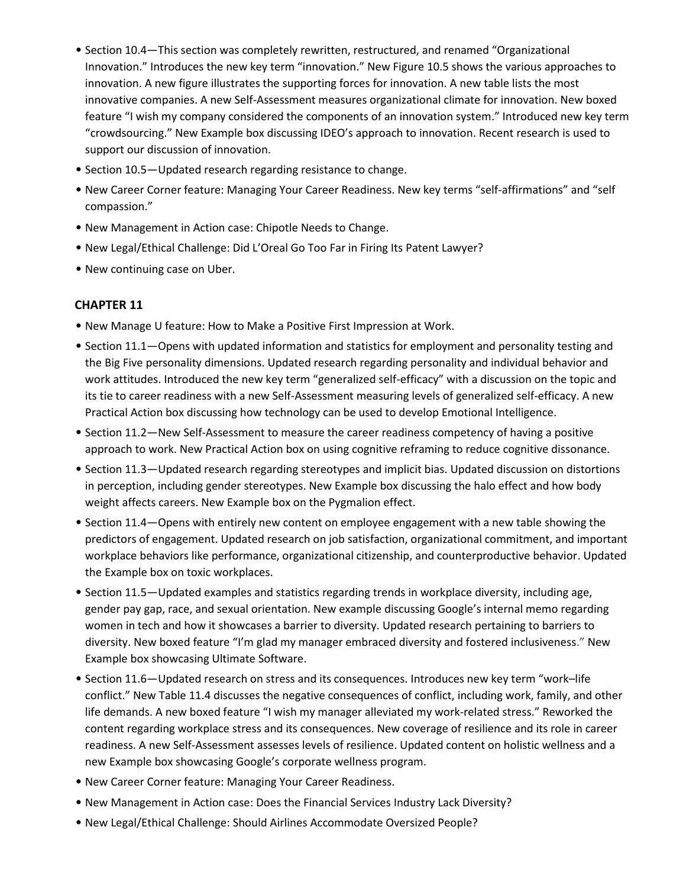- Section 10.4—This section was completely rewritten, restructured, and renamed "Organizational Innovation." Introduces the new key term "innovation." New Figure 10.5 shows the various approaches to innovation. A new figure illustrates the supporting forces for innovation. A new table lists the most innovative companies. A new Self-Assessment measures organizational climate for innovation. New boxed feature "I wish my company considered the components of an innovation system." Introduced new key term "crowdsourcing." New Example box discussing IDEO's approach to innovation. Recent research is used to support our discussion of innovation.
- Section 10.5—Updated research regarding resistance to change.
- New Career Corner feature: Managing Your Career Readiness. New key terms "self-affirmations" and "self compassion."
- New Management in Action case: Chipotle Needs to Change.
- New Legal/Ethical Challenge: Did L'Oreal Go Too Far in Firing Its Patent Lawyer?
- New continuing case on Uber.

## CHAPTER 11

- New Manage U feature: How to Make a Positive First Impression at Work.
- Section 11.1—Opens with updated information and statistics for employment and personality testing and the Big Five personality dimensions. Updated research regarding personality and individual behavior and work attitudes. Introduced the new key term "generalized self-efficacy" with a discussion on the topic and its tie to career readiness with a new Self-Assessment measuring levels of generalized self-efficacy. A new Practical Action box discussing how technology can be used to develop Emotional Intelligence.
- Section 11.2—New Self-Assessment to measure the career readiness competency of having a positive approach to work. New Practical Action box on using cognitive reframing to reduce cognitive dissonance.
- Section 11.3—Updated research regarding stereotypes and implicit bias. Updated discussion on distortions in perception, including gender stereotypes. New Example box discussing the halo effect and how body weight affects careers. New Example box on the Pygmalion effect.
- Section 11.4—Opens with entirely new content on employee engagement with a new table showing the predictors of engagement. Updated research on job satisfaction, organizational commitment, and important workplace behaviors like performance, organizational citizenship, and counterproductive behavior. Updated the Example box on toxic workplaces.
- Section 11.5—Updated examples and statistics regarding trends in workplace diversity, including age, gender pay gap, race, and sexual orientation. New example discussing Google's internal memo regarding women in tech and how it showcases a barrier to diversity. Updated research pertaining to barriers to diversity. New boxed feature "I'm glad my manager embraced diversity and fostered inclusiveness." New Example box showcasing Ultimate Software.
- Section 11.6—Updated research on stress and its consequences. Introduces new key term "work–life conflict." New Table 11.4 discusses the negative consequences of conflict, including work, family, and other life demands. A new boxed feature "I wish my manager alleviated my work-related stress." Reworked the content regarding workplace stress and its consequences. New coverage of resilience and its role in career readiness. A new Self-Assessment assesses levels of resilience. Updated content on holistic wellness and a new Example box showcasing Google's corporate wellness program.
- New Career Corner feature: Managing Your Career Readiness.
- New Management in Action case: Does the Financial Services Industry Lack Diversity?
- New Legal/Ethical Challenge: Should Airlines Accommodate Oversized People?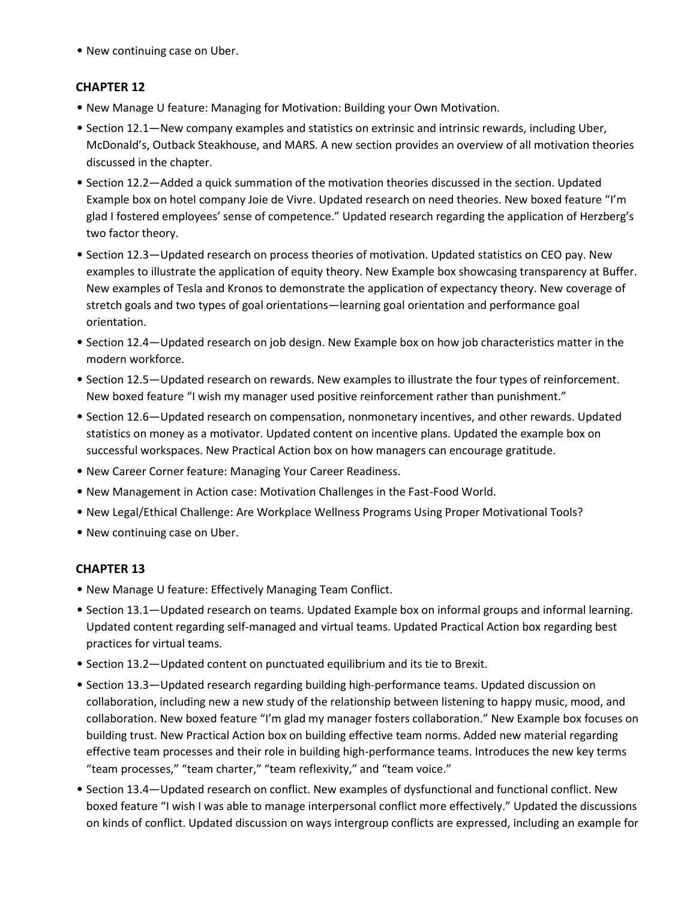- New continuing case on Uber.

**CHAPTER 12**

- New Manage U feature: Managing for Motivation: Building your Own Motivation.
- Section 12.1—New company examples and statistics on extrinsic and intrinsic rewards, including Uber, McDonald's, Outback Steakhouse, and MARS. A new section provides an overview of all motivation theories discussed in the chapter.
- Section 12.2—Added a quick summation of the motivation theories discussed in the section. Updated Example box on hotel company Joie de Vivre. Updated research on need theories. New boxed feature "I'm glad I fostered employees' sense of competence." Updated research regarding the application of Herzberg's two factor theory.
- Section 12.3—Updated research on process theories of motivation. Updated statistics on CEO pay. New examples to illustrate the application of equity theory. New Example box showcasing transparency at Buffer. New examples of Tesla and Kronos to demonstrate the application of expectancy theory. New coverage of stretch goals and two types of goal orientations—learning goal orientation and performance goal orientation.
- Section 12.4—Updated research on job design. New Example box on how job characteristics matter in the modern workforce.
- Section 12.5—Updated research on rewards. New examples to illustrate the four types of reinforcement. New boxed feature "I wish my manager used positive reinforcement rather than punishment."
- Section 12.6—Updated research on compensation, nonmonetary incentives, and other rewards. Updated statistics on money as a motivator. Updated content on incentive plans. Updated the example box on successful workspaces. New Practical Action box on how managers can encourage gratitude.
- New Career Corner feature: Managing Your Career Readiness.
- New Management in Action case: Motivation Challenges in the Fast-Food World.
- New Legal/Ethical Challenge: Are Workplace Wellness Programs Using Proper Motivational Tools?
- New continuing case on Uber.

**CHAPTER 13**

- New Manage U feature: Effectively Managing Team Conflict.
- Section 13.1—Updated research on teams. Updated Example box on informal groups and informal learning. Updated content regarding self-managed and virtual teams. Updated Practical Action box regarding best practices for virtual teams.
- Section 13.2—Updated content on punctuated equilibrium and its tie to Brexit.
- Section 13.3—Updated research regarding building high-performance teams. Updated discussion on collaboration, including new a new study of the relationship between listening to happy music, mood, and collaboration. New boxed feature "I'm glad my manager fosters collaboration." New Example box focuses on building trust. New Practical Action box on building effective team norms. Added new material regarding effective team processes and their role in building high-performance teams. Introduces the new key terms "team processes," "team charter," "team reflexivity," and "team voice."
- Section 13.4—Updated research on conflict. New examples of dysfunctional and functional conflict. New boxed feature "I wish I was able to manage interpersonal conflict more effectively." Updated the discussions on kinds of conflict. Updated discussion on ways intergroup conflicts are expressed, including an example for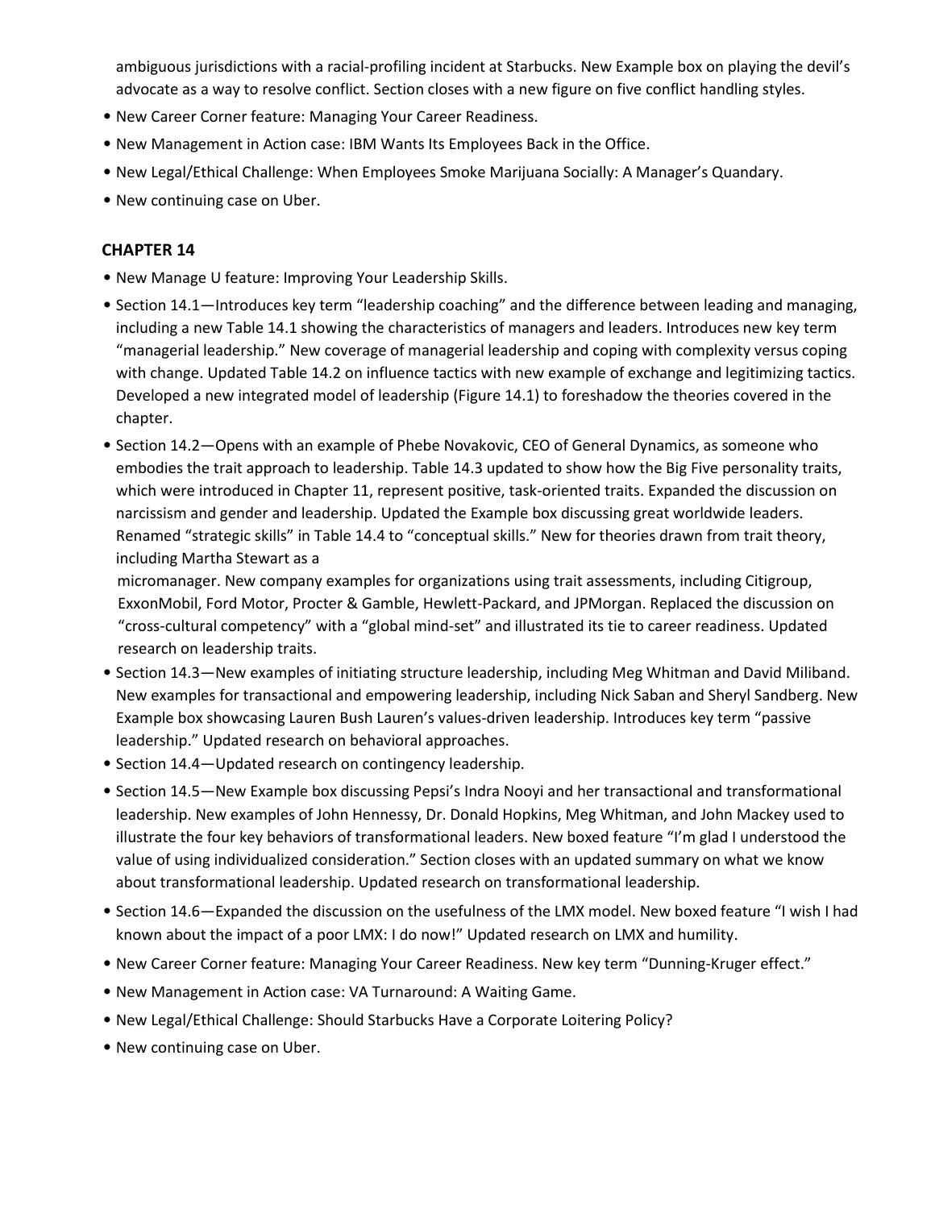ambiguous jurisdictions with a racial-profiling incident at Starbucks. New Example box on playing the devil's advocate as a way to resolve conflict. Section closes with a new figure on five conflict handling styles.

- New Career Corner feature: Managing Your Career Readiness.
- New Management in Action case: IBM Wants Its Employees Back in the Office.
- New Legal/Ethical Challenge: When Employees Smoke Marijuana Socially: A Manager's Quandary.
- New continuing case on Uber.

## CHAPTER 14

- New Manage U feature: Improving Your Leadership Skills.
- Section 14.1—Introduces key term "leadership coaching" and the difference between leading and managing, including a new Table 14.1 showing the characteristics of managers and leaders. Introduces new key term "managerial leadership." New coverage of managerial leadership and coping with complexity versus coping with change. Updated Table 14.2 on influence tactics with new example of exchange and legitimizing tactics. Developed a new integrated model of leadership (Figure 14.1) to foreshadow the theories covered in the chapter.
- Section 14.2—Opens with an example of Phebe Novakovic, CEO of General Dynamics, as someone who embodies the trait approach to leadership. Table 14.3 updated to show how the Big Five personality traits, which were introduced in Chapter 11, represent positive, task-oriented traits. Expanded the discussion on narcissism and gender and leadership. Updated the Example box discussing great worldwide leaders. Renamed "strategic skills" in Table 14.4 to "conceptual skills." New for theories drawn from trait theory, including Martha Stewart as a micromanager. New company examples for organizations using trait assessments, including Citigroup, ExxonMobil, Ford Motor, Procter & Gamble, Hewlett-Packard, and JPMorgan. Replaced the discussion on "cross-cultural competency" with a "global mind-set" and illustrated its tie to career readiness. Updated research on leadership traits.
- Section 14.3—New examples of initiating structure leadership, including Meg Whitman and David Miliband. New examples for transactional and empowering leadership, including Nick Saban and Sheryl Sandberg. New Example box showcasing Lauren Bush Lauren's values-driven leadership. Introduces key term "passive leadership." Updated research on behavioral approaches.
- Section 14.4—Updated research on contingency leadership.
- Section 14.5—New Example box discussing Pepsi's Indra Nooyi and her transactional and transformational leadership. New examples of John Hennessy, Dr. Donald Hopkins, Meg Whitman, and John Mackey used to illustrate the four key behaviors of transformational leaders. New boxed feature "I'm glad I understood the value of using individualized consideration." Section closes with an updated summary on what we know about transformational leadership. Updated research on transformational leadership.
- Section 14.6—Expanded the discussion on the usefulness of the LMX model. New boxed feature "I wish I had known about the impact of a poor LMX: I do now!" Updated research on LMX and humility.
- New Career Corner feature: Managing Your Career Readiness. New key term "Dunning-Kruger effect."
- New Management in Action case: VA Turnaround: A Waiting Game.
- New Legal/Ethical Challenge: Should Starbucks Have a Corporate Loitering Policy?
- New continuing case on Uber.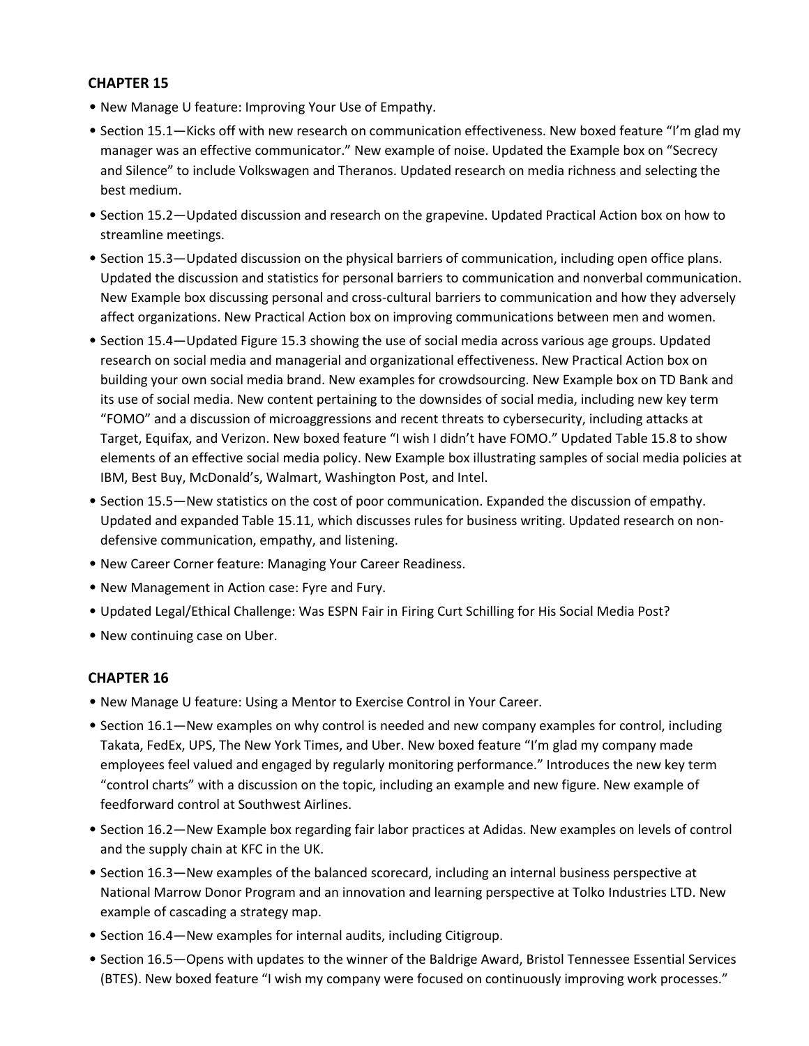## CHAPTER 15

- New Manage U feature: Improving Your Use of Empathy.
- Section 15.1—Kicks off with new research on communication effectiveness. New boxed feature "I'm glad my manager was an effective communicator." New example of noise. Updated the Example box on "Secrecy and Silence" to include Volkswagen and Theranos. Updated research on media richness and selecting the best medium.
- Section 15.2—Updated discussion and research on the grapevine. Updated Practical Action box on how to streamline meetings.
- Section 15.3—Updated discussion on the physical barriers of communication, including open office plans. Updated the discussion and statistics for personal barriers to communication and nonverbal communication. New Example box discussing personal and cross-cultural barriers to communication and how they adversely affect organizations. New Practical Action box on improving communications between men and women.
- Section 15.4—Updated Figure 15.3 showing the use of social media across various age groups. Updated research on social media and managerial and organizational effectiveness. New Practical Action box on building your own social media brand. New examples for crowdsourcing. New Example box on TD Bank and its use of social media. New content pertaining to the downsides of social media, including new key term "FOMO" and a discussion of microaggressions and recent threats to cybersecurity, including attacks at Target, Equifax, and Verizon. New boxed feature "I wish I didn't have FOMO." Updated Table 15.8 to show elements of an effective social media policy. New Example box illustrating samples of social media policies at IBM, Best Buy, McDonald's, Walmart, Washington Post, and Intel.
- Section 15.5—New statistics on the cost of poor communication. Expanded the discussion of empathy. Updated and expanded Table 15.11, which discusses rules for business writing. Updated research on non-defensive communication, empathy, and listening.
- New Career Corner feature: Managing Your Career Readiness.
- New Management in Action case: Fyre and Fury.
- Updated Legal/Ethical Challenge: Was ESPN Fair in Firing Curt Schilling for His Social Media Post?
- New continuing case on Uber.

## CHAPTER 16

- New Manage U feature: Using a Mentor to Exercise Control in Your Career.
- Section 16.1—New examples on why control is needed and new company examples for control, including Takata, FedEx, UPS, The New York Times, and Uber. New boxed feature "I'm glad my company made employees feel valued and engaged by regularly monitoring performance." Introduces the new key term "control charts" with a discussion on the topic, including an example and new figure. New example of feedforward control at Southwest Airlines.
- Section 16.2—New Example box regarding fair labor practices at Adidas. New examples on levels of control and the supply chain at KFC in the UK.
- Section 16.3—New examples of the balanced scorecard, including an internal business perspective at National Marrow Donor Program and an innovation and learning perspective at Tolko Industries LTD. New example of cascading a strategy map.
- Section 16.4—New examples for internal audits, including Citigroup.
- Section 16.5—Opens with updates to the winner of the Baldrige Award, Bristol Tennessee Essential Services (BTES). New boxed feature "I wish my company were focused on continuously improving work processes."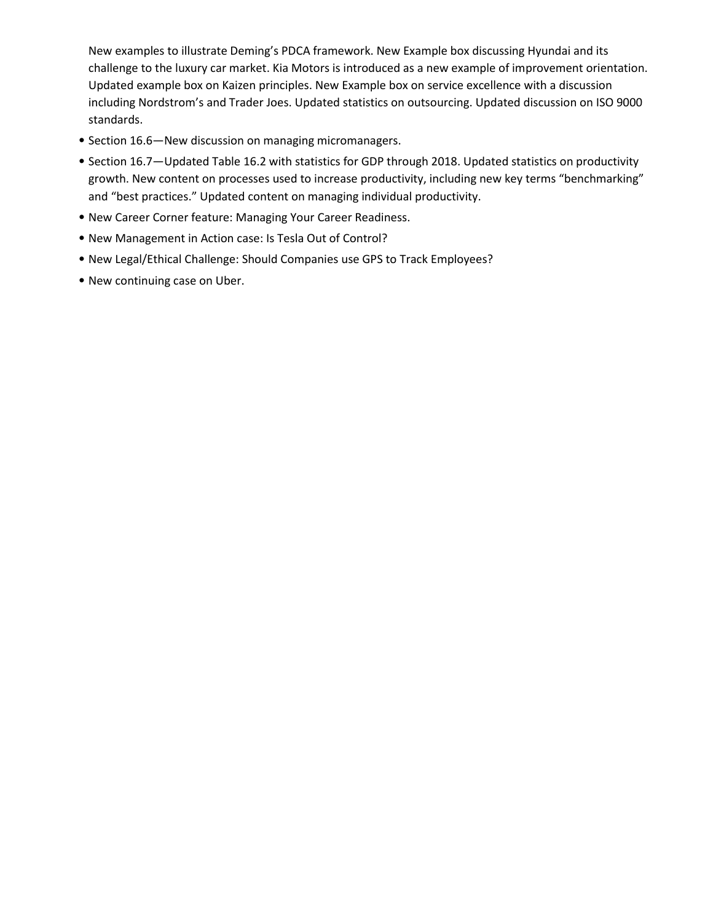New examples to illustrate Deming's PDCA framework. New Example box discussing Hyundai and its challenge to the luxury car market. Kia Motors is introduced as a new example of improvement orientation. Updated example box on Kaizen principles. New Example box on service excellence with a discussion including Nordstrom's and Trader Joes. Updated statistics on outsourcing. Updated discussion on ISO 9000 standards.

- Section 16.6—New discussion on managing micromanagers.
- Section 16.7—Updated Table 16.2 with statistics for GDP through 2018. Updated statistics on productivity growth. New content on processes used to increase productivity, including new key terms "benchmarking" and "best practices." Updated content on managing individual productivity.
- New Career Corner feature: Managing Your Career Readiness.
- New Management in Action case: Is Tesla Out of Control?
- New Legal/Ethical Challenge: Should Companies use GPS to Track Employees?
- New continuing case on Uber.